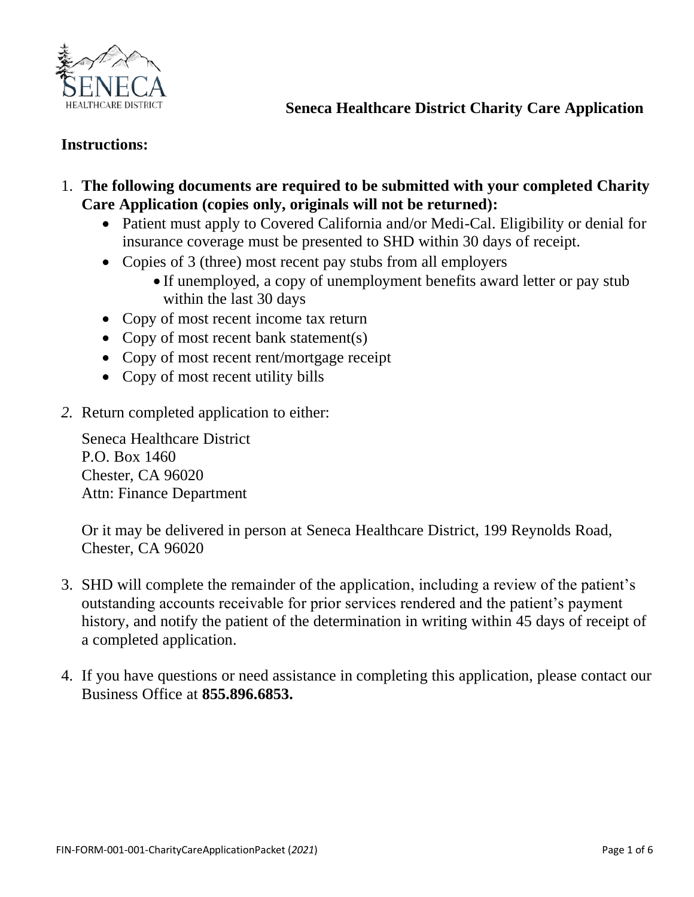# Seneca Healthcare District Charity Care Application

**Instructions:**

1. **The following documents are required to be submitted with your completed Charity Care Application (copies only, originals will not be returned):**
   - Patient must apply to Covered California and/or Medi-Cal. Eligibility or denial for insurance coverage must be presented to SHD within 30 days of receipt.
   - Copies of 3 (three) most recent pay stubs from all employers
     - If unemployed, a copy of unemployment benefits award letter or pay stub within the last 30 days
   - Copy of most recent income tax return
   - Copy of most recent bank statement(s)
   - Copy of most recent rent/mortgage receipt
   - Copy of most recent utility bills

2. Return completed application to either:

   Seneca Healthcare District
   P.O. Box 1460
   Chester, CA 96020
   Attn: Finance Department

   Or it may be delivered in person at Seneca Healthcare District, 199 Reynolds Road, Chester, CA 96020

3. SHD will complete the remainder of the application, including a review of the patient's outstanding accounts receivable for prior services rendered and the patient's payment history, and notify the patient of the determination in writing within 45 days of receipt of a completed application.

4. If you have questions or need assistance in completing this application, please contact our Business Office at **855.896.6853.**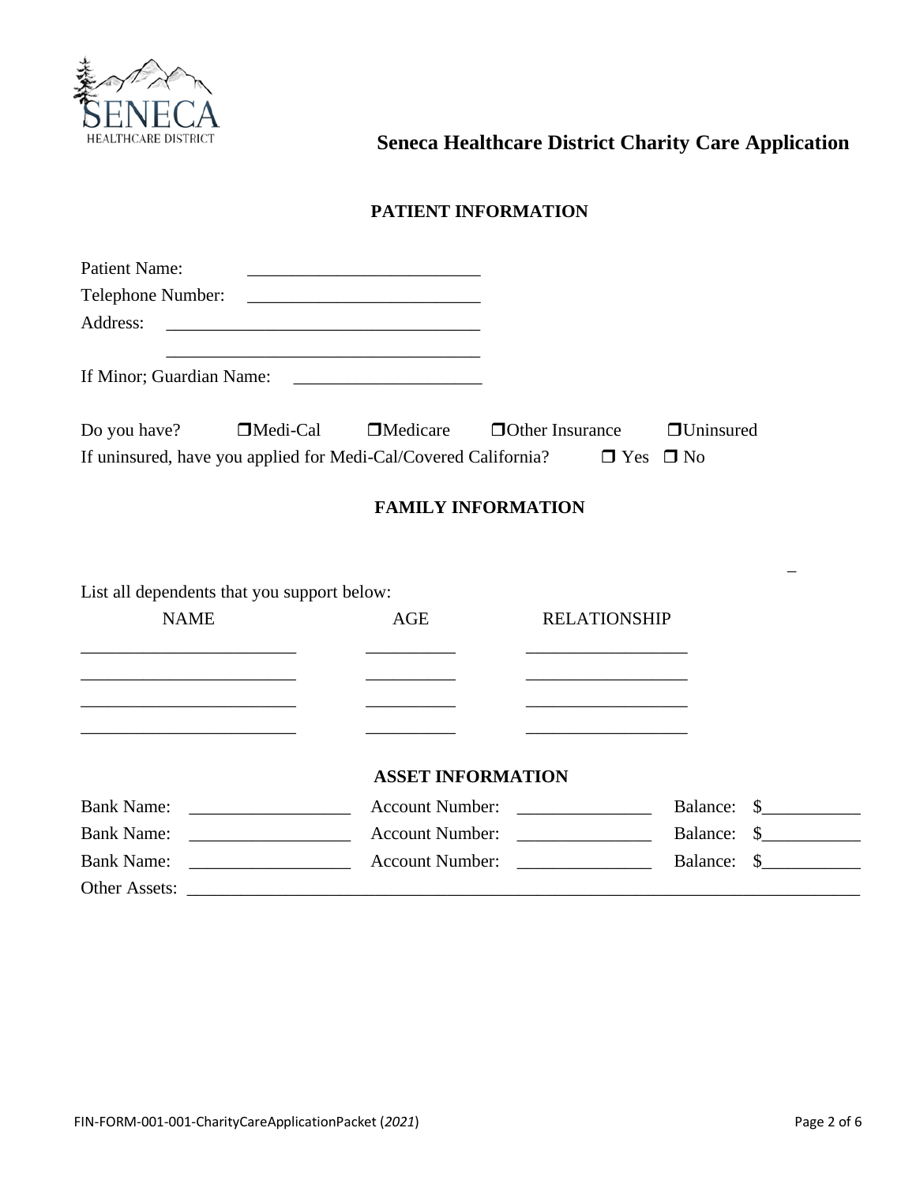# Seneca Healthcare District Charity Care Application

## PATIENT INFORMATION

Patient Name: ________________________

Telephone Number: ________________________

Address: ________________________________

________________________________

If Minor; Guardian Name: ____________________

Do you have? ❒ Medi-Cal ❒ Medicare ❒ Other Insurance ❒ Uninsured

If uninsured, have you applied for Medi-Cal/Covered California? ❒ Yes ❒ No

## FAMILY INFORMATION

List all dependents that you support below:

| NAME | AGE | RELATIONSHIP |
|---|---|---|
| ______________________ | _________ | ________________ |
| ______________________ | _________ | ________________ |
| ______________________ | _________ | ________________ |
| ______________________ | _________ | ________________ |

## ASSET INFORMATION

Bank Name: ________________ Account Number: ______________ Balance: $__________

Bank Name: ________________ Account Number: ______________ Balance: $__________

Bank Name: ________________ Account Number: ______________ Balance: $__________

Other Assets: ______________________________________________________________

FIN-FORM-001-001-CharityCareApplicationPacket (*2021*)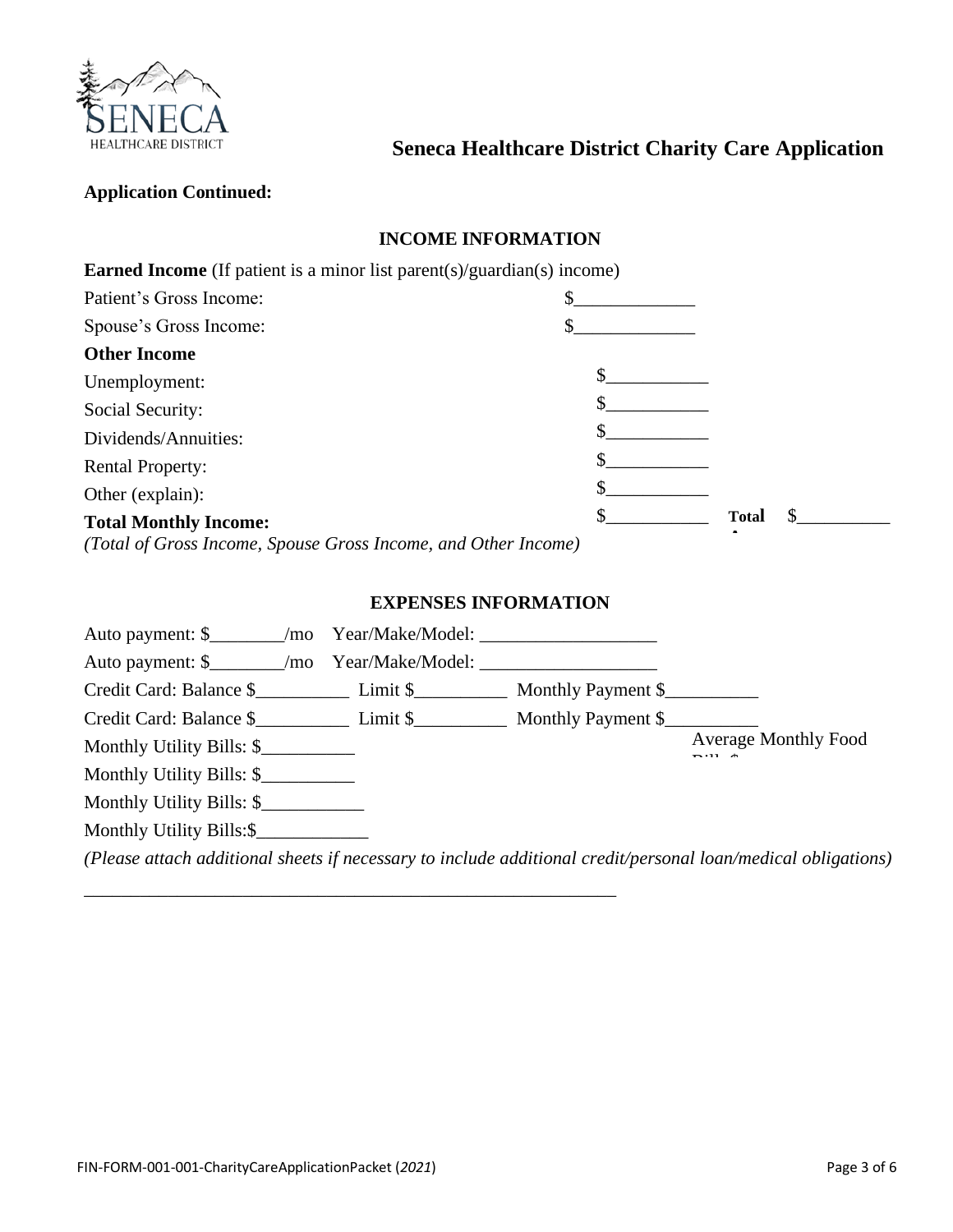# Seneca Healthcare District Charity Care Application

**Application Continued:**

## INCOME INFORMATION

**Earned Income** (If patient is a minor list parent(s)/guardian(s) income)

Patient's Gross Income: $_____________

Spouse's Gross Income: $_____________

**Other Income**

Unemployment: $___________

Social Security: $___________

Dividends/Annuities: $___________

Rental Property: $___________

Other (explain): $___________

**Total Monthly Income:** $___________ **Total A** $__________

*(Total of Gross Income, Spouse Gross Income, and Other Income)*

## EXPENSES INFORMATION

Auto payment: $________/mo Year/Make/Model: ___________________

Auto payment: $________/mo Year/Make/Model: ___________________

Credit Card: Balance $__________ Limit $__________ Monthly Payment $__________

Credit Card: Balance $__________ Limit $__________ Monthly Payment $__________

Monthly Utility Bills: $__________ Average Monthly Food Bill: $

Monthly Utility Bills: $__________

Monthly Utility Bills: $___________

Monthly Utility Bills:$____________

*(Please attach additional sheets if necessary to include additional credit/personal loan/medical obligations)*

___________________________________________________________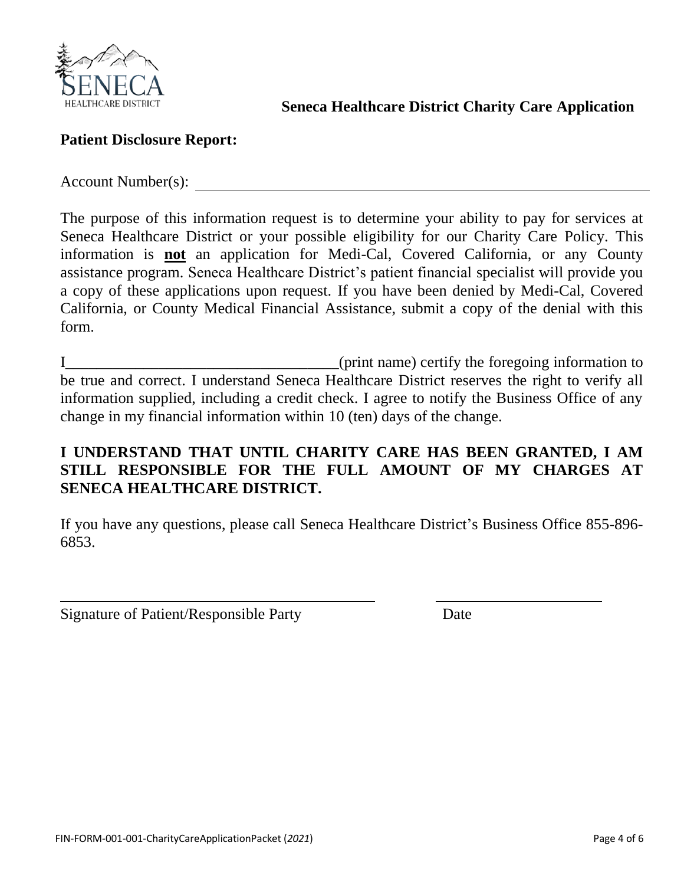**Seneca Healthcare District Charity Care Application**

## Patient Disclosure Report:

Account Number(s): ______________________________________________

The purpose of this information request is to determine your ability to pay for services at Seneca Healthcare District or your possible eligibility for our Charity Care Policy. This information is **not** an application for Medi-Cal, Covered California, or any County assistance program. Seneca Healthcare District's patient financial specialist will provide you a copy of these applications upon request. If you have been denied by Medi-Cal, Covered California, or County Medical Financial Assistance, submit a copy of the denial with this form.

I___________________________________(print name) certify the foregoing information to be true and correct. I understand Seneca Healthcare District reserves the right to verify all information supplied, including a credit check. I agree to notify the Business Office of any change in my financial information within 10 (ten) days of the change.

**I UNDERSTAND THAT UNTIL CHARITY CARE HAS BEEN GRANTED, I AM STILL RESPONSIBLE FOR THE FULL AMOUNT OF MY CHARGES AT SENECA HEALTHCARE DISTRICT.**

If you have any questions, please call Seneca Healthcare District's Business Office 855-896-6853.

___________________________________________ ______________________

Signature of Patient/Responsible Party Date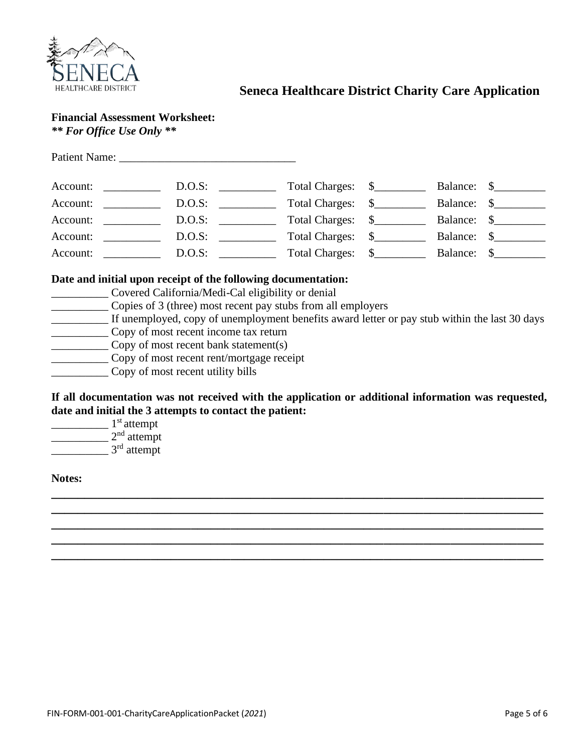# Seneca Healthcare District Charity Care Application

**Financial Assessment Worksheet:**
***\*\* For Office Use Only \*\****

Patient Name: ______________________________

| | | | | | | | |
|---|---|---|---|---|---|---|---|
| Account: | __________ | D.O.S: | __________ | Total Charges: | $_________ | Balance: | $_________ |
| Account: | __________ | D.O.S: | __________ | Total Charges: | $_________ | Balance: | $_________ |
| Account: | __________ | D.O.S: | __________ | Total Charges: | $_________ | Balance: | $_________ |
| Account: | __________ | D.O.S: | __________ | Total Charges: | $_________ | Balance: | $_________ |
| Account: | __________ | D.O.S: | __________ | Total Charges: | $_________ | Balance: | $_________ |

**Date and initial upon receipt of the following documentation:**

__________ Covered California/Medi-Cal eligibility or denial
__________ Copies of 3 (three) most recent pay stubs from all employers
__________ If unemployed, copy of unemployment benefits award letter or pay stub within the last 30 days
__________ Copy of most recent income tax return
__________ Copy of most recent bank statement(s)
__________ Copy of most recent rent/mortgage receipt
__________ Copy of most recent utility bills

**If all documentation was not received with the application or additional information was requested, date and initial the 3 attempts to contact the patient:**

__________ 1st attempt
__________ 2nd attempt
__________ 3rd attempt

**Notes:**

______________________________________________________________________________
______________________________________________________________________________
______________________________________________________________________________
______________________________________________________________________________
______________________________________________________________________________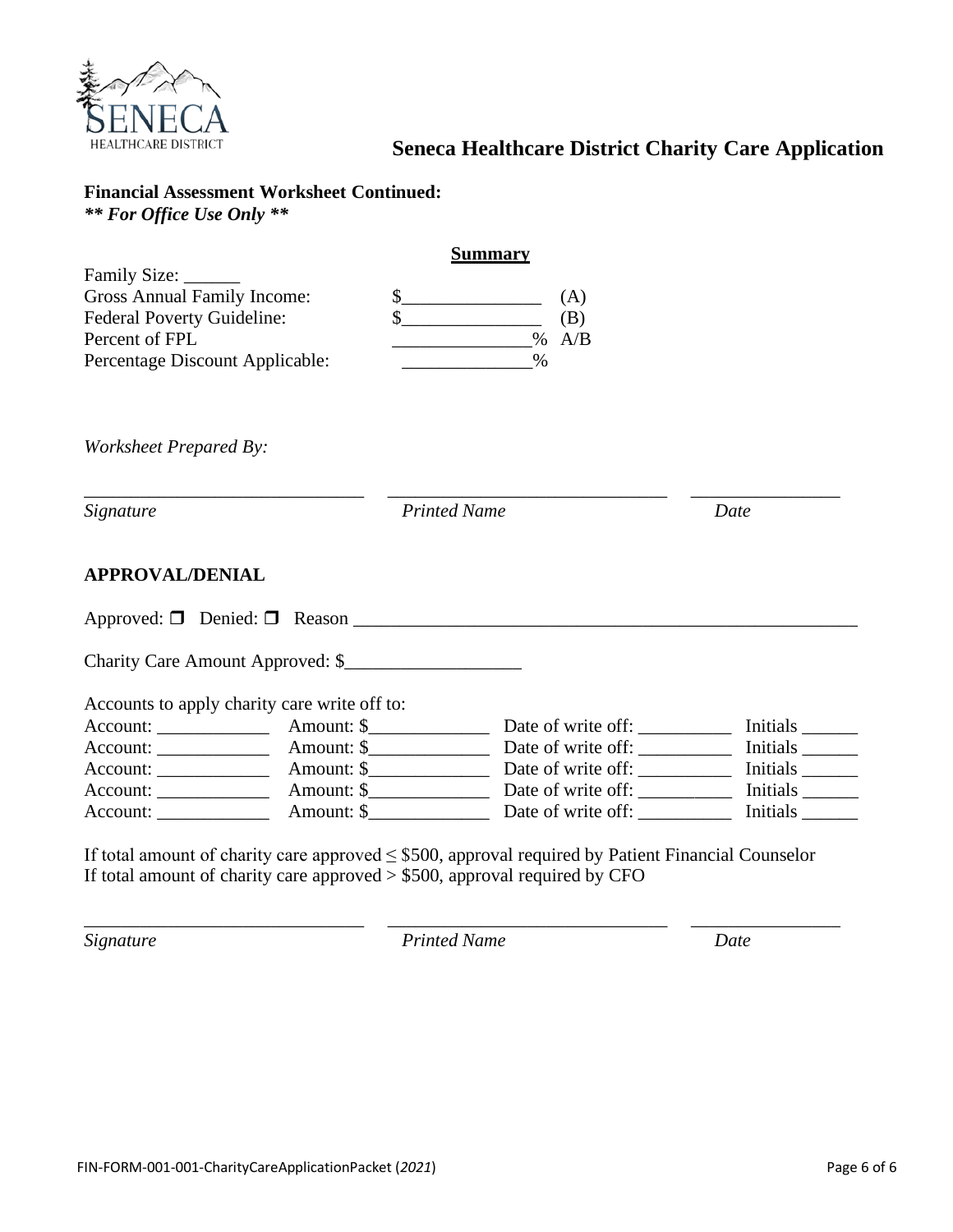# Seneca Healthcare District Charity Care Application

**Financial Assessment Worksheet Continued:**
***\*\* For Office Use Only \*\****

**Summary**

Family Size: ______
Gross Annual Family Income: $_______________ (A)
Federal Poverty Guideline: $_______________ (B)
Percent of FPL _______________% A/B
Percentage Discount Applicable: ______________%

*Worksheet Prepared By:*

______________________________ ______________________________ ________________
*Signature* *Printed Name* *Date*

## APPROVAL/DENIAL

Approved: ☐ Denied: ☐ Reason ________________________________________________________

Charity Care Amount Approved: $___________________

Accounts to apply charity care write off to:

| | | | |
|---|---|---|---|
| Account: ____________ | Amount: $_____________ | Date of write off: __________ | Initials ______ |
| Account: ____________ | Amount: $_____________ | Date of write off: __________ | Initials ______ |
| Account: ____________ | Amount: $_____________ | Date of write off: __________ | Initials ______ |
| Account: ____________ | Amount: $_____________ | Date of write off: __________ | Initials ______ |
| Account: ____________ | Amount: $_____________ | Date of write off: __________ | Initials ______ |

If total amount of charity care approved $\leq$ \$500, approval required by Patient Financial Counselor
If total amount of charity care approved > \$500, approval required by CFO

______________________________ ______________________________ ________________
*Signature* *Printed Name* *Date*

FIN-FORM-001-001-CharityCareApplicationPacket (*2021*)